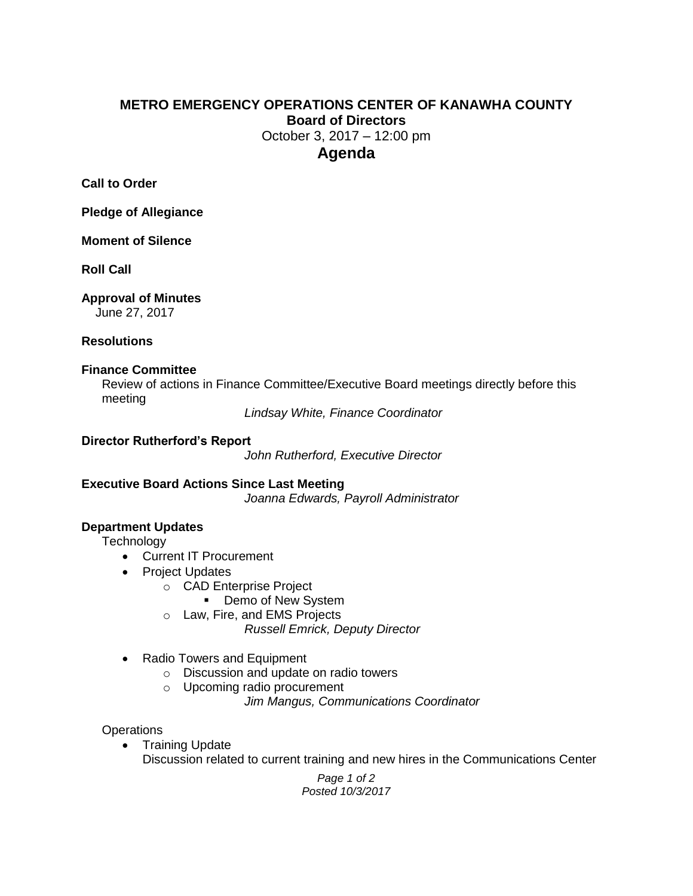# METRO EMERGENCY OPERATIONS CENTER OF KANAWHA COUNTY

## Board of Directors

October 3, 2017 – 12:00 pm

## Agenda

**Call to Order**

**Pledge of Allegiance**

**Moment of Silence**

**Roll Call**

**Approval of Minutes**

June 27, 2017

**Resolutions**

**Finance Committee**

Review of actions in Finance Committee/Executive Board meetings directly before this meeting

*Lindsay White, Finance Coordinator*

**Director Rutherford's Report**

*John Rutherford, Executive Director*

**Executive Board Actions Since Last Meeting**

*Joanna Edwards, Payroll Administrator*

**Department Updates**

Technology

- Current IT Procurement
- Project Updates
  - CAD Enterprise Project
    - Demo of New System
  - Law, Fire, and EMS Projects

*Russell Emrick, Deputy Director*

- Radio Towers and Equipment
  - Discussion and update on radio towers
  - Upcoming radio procurement

*Jim Mangus, Communications Coordinator*

Operations

- Training Update
  Discussion related to current training and new hires in the Communications Center

Posted 10/3/2017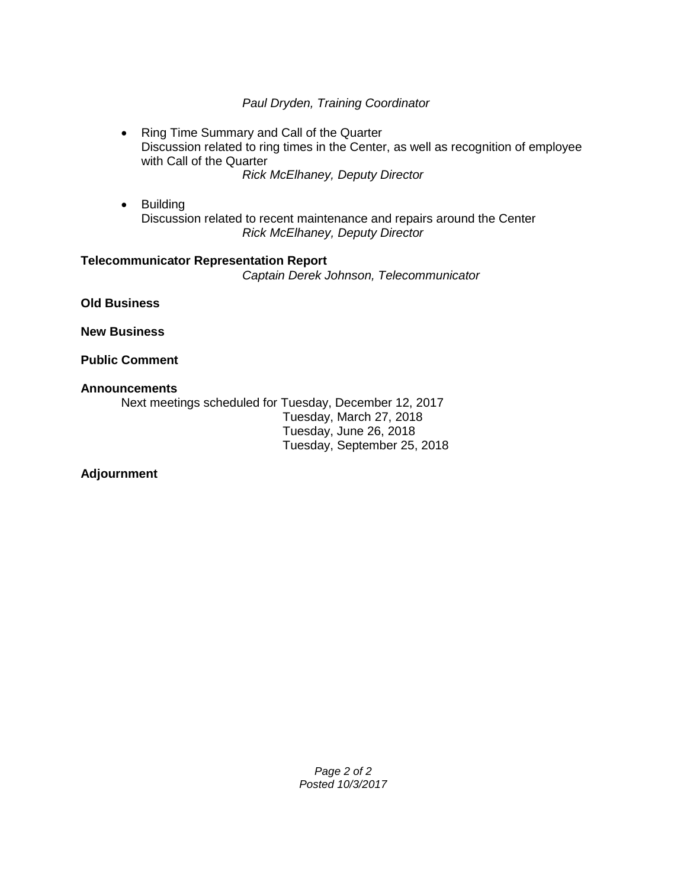*Paul Dryden, Training Coordinator*

- Ring Time Summary and Call of the Quarter
  Discussion related to ring times in the Center, as well as recognition of employee with Call of the Quarter
  *Rick McElhaney, Deputy Director*

- Building
  Discussion related to recent maintenance and repairs around the Center
  *Rick McElhaney, Deputy Director*

**Telecommunicator Representation Report**

*Captain Derek Johnson, Telecommunicator*

**Old Business**

**New Business**

**Public Comment**

**Announcements**

Next meetings scheduled for Tuesday, December 12, 2017
Tuesday, March 27, 2018
Tuesday, June 26, 2018
Tuesday, September 25, 2018

**Adjournment**

*Posted 10/3/2017*